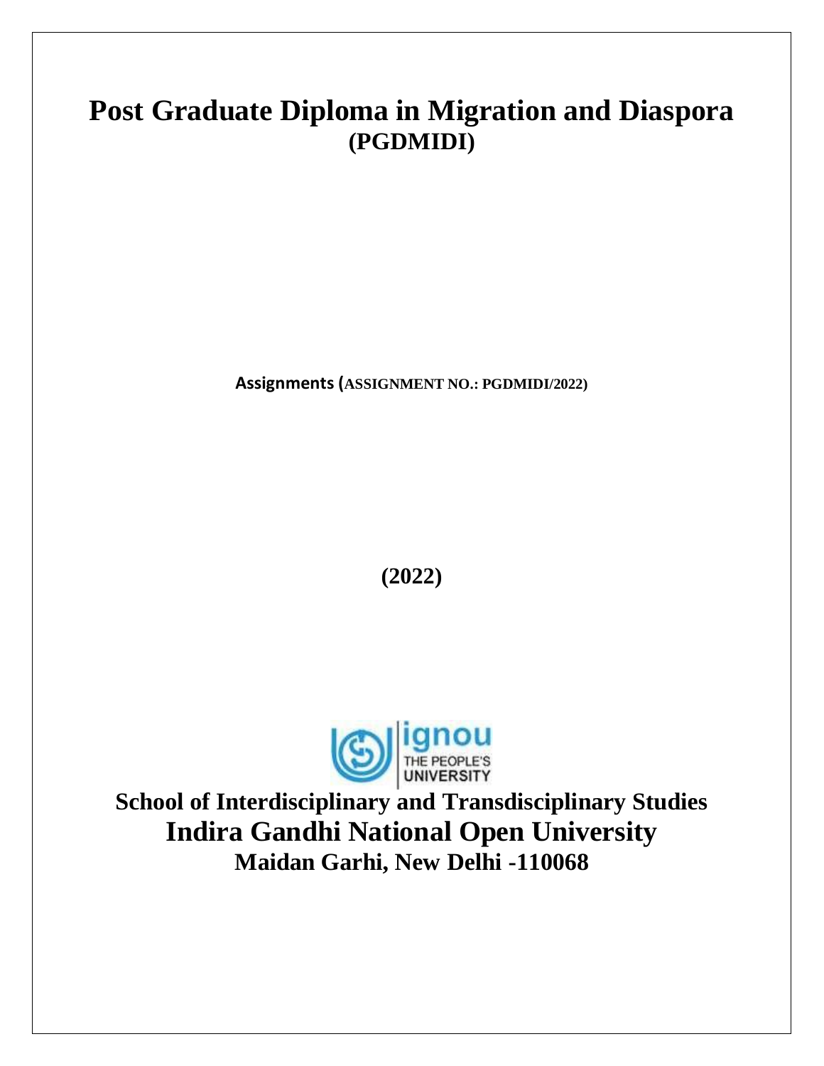# Post Graduate Diploma in Migration and Diaspora
## (PGDMIDI)

**Assignments (ASSIGNMENT NO.: PGDMIDI/2022)**

**(2022)**

**School of Interdisciplinary and Transdisciplinary Studies**

**Indira Gandhi National Open University**

**Maidan Garhi, New Delhi -110068**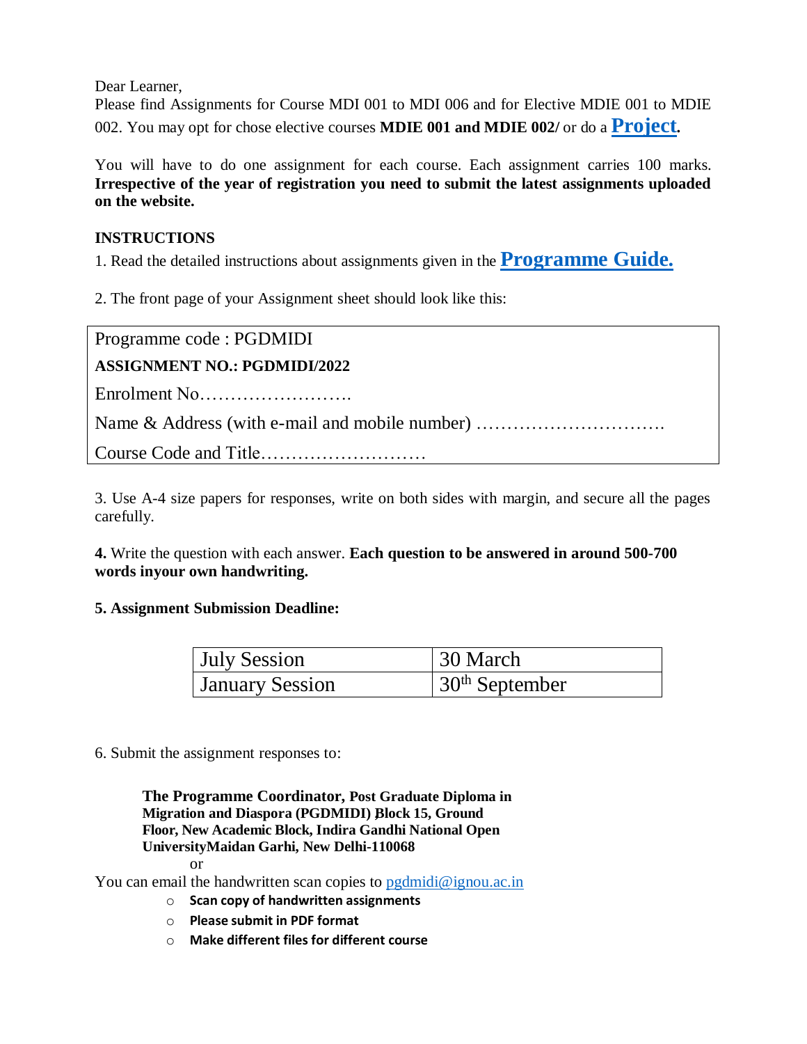Dear Learner,
Please find Assignments for Course MDI 001 to MDI 006 and for Elective MDIE 001 to MDIE 002. You may opt for chose elective courses **MDIE 001 and MDIE 002/** or do a **Project.**

You will have to do one assignment for each course. Each assignment carries 100 marks. **Irrespective of the year of registration you need to submit the latest assignments uploaded on the website.**

**INSTRUCTIONS**

1. Read the detailed instructions about assignments given in the **Programme Guide.**

2. The front page of your Assignment sheet should look like this:

| Programme code : PGDMIDI |
|---|
| **ASSIGNMENT NO.: PGDMIDI/2022** |
| Enrolment No……………………. |
| Name & Address (with e-mail and mobile number) …………………………. |
| Course Code and Title……………………… |

3. Use A-4 size papers for responses, write on both sides with margin, and secure all the pages carefully.

**4.** Write the question with each answer. **Each question to be answered in around 500-700 words inyour own handwriting.**

**5. Assignment Submission Deadline:**

| July Session | 30 March |
|---|---|
| January Session | 30th September |

6. Submit the assignment responses to:

> **The Programme Coordinator, Post Graduate Diploma in Migration and Diaspora (PGDMIDI) Block 15, Ground Floor, New Academic Block, Indira Gandhi National Open UniversityMaidan Garhi, New Delhi-110068**
>
> or

You can email the handwritten scan copies to pgdmidi@ignou.ac.in

- **Scan copy of handwritten assignments**
- **Please submit in PDF format**
- **Make different files for different course**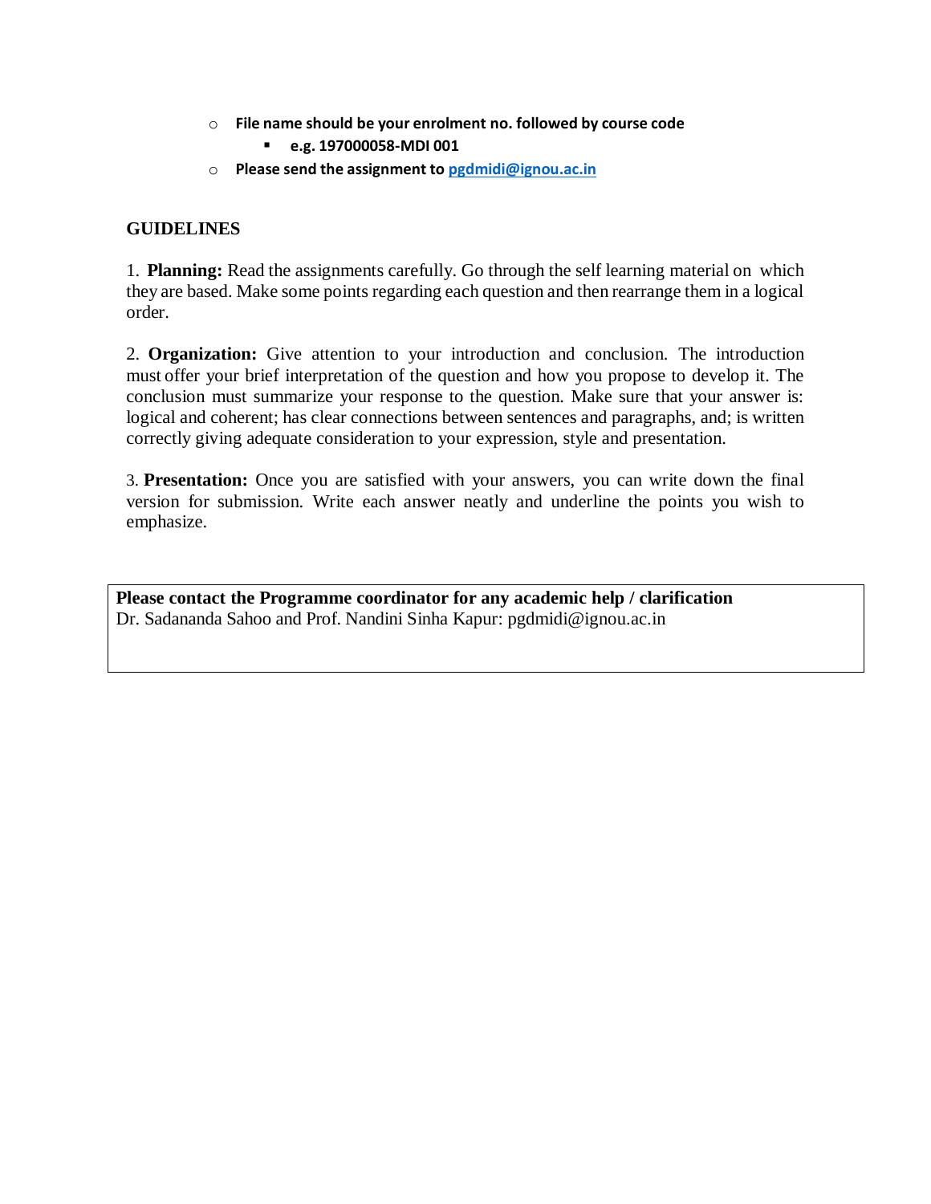- **File name should be your enrolment no. followed by course code**
  - **e.g. 197000058-MDI 001**
- **Please send the assignment to [pgdmidi@ignou.ac.in](mailto:pgdmidi@ignou.ac.in)**

## GUIDELINES

1. **Planning:** Read the assignments carefully. Go through the self learning material on which they are based. Make some points regarding each question and then rearrange them in a logical order.

2. **Organization:** Give attention to your introduction and conclusion. The introduction must offer your brief interpretation of the question and how you propose to develop it. The conclusion must summarize your response to the question. Make sure that your answer is: logical and coherent; has clear connections between sentences and paragraphs, and; is written correctly giving adequate consideration to your expression, style and presentation.

3. **Presentation:** Once you are satisfied with your answers, you can write down the final version for submission. Write each answer neatly and underline the points you wish to emphasize.

**Please contact the Programme coordinator for any academic help / clarification**
Dr. Sadananda Sahoo and Prof. Nandini Sinha Kapur: pgdmidi@ignou.ac.in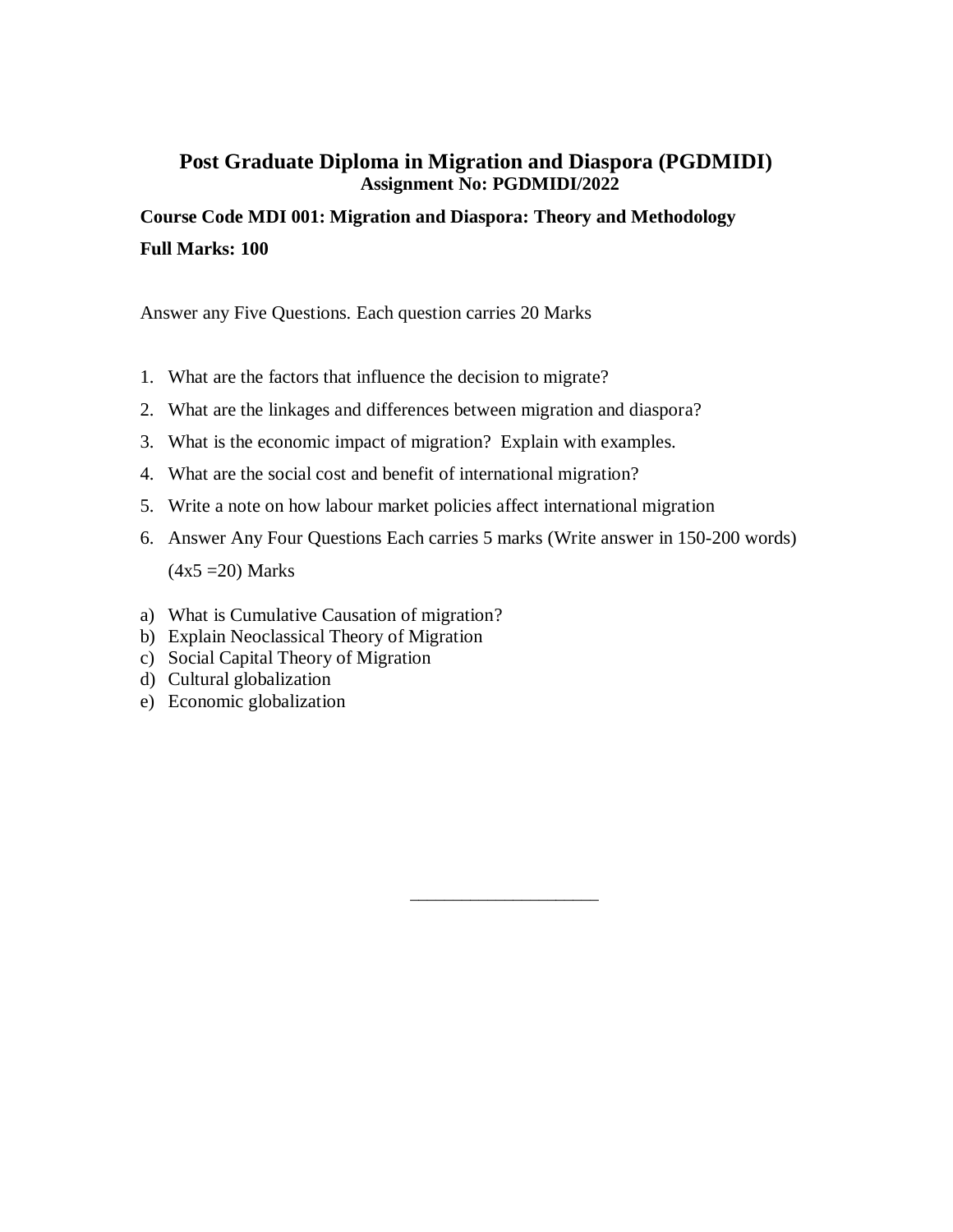# Post Graduate Diploma in Migration and Diaspora (PGDMIDI)

**Assignment No: PGDMIDI/2022**

**Course Code MDI 001: Migration and Diaspora: Theory and Methodology**

**Full Marks: 100**

Answer any Five Questions. Each question carries 20 Marks

1. What are the factors that influence the decision to migrate?
2. What are the linkages and differences between migration and diaspora?
3. What is the economic impact of migration? Explain with examples.
4. What are the social cost and benefit of international migration?
5. Write a note on how labour market policies affect international migration
6. Answer Any Four Questions Each carries 5 marks (Write answer in 150-200 words)

   (4x5 =20) Marks

a) What is Cumulative Causation of migration?
b) Explain Neoclassical Theory of Migration
c) Social Capital Theory of Migration
d) Cultural globalization
e) Economic globalization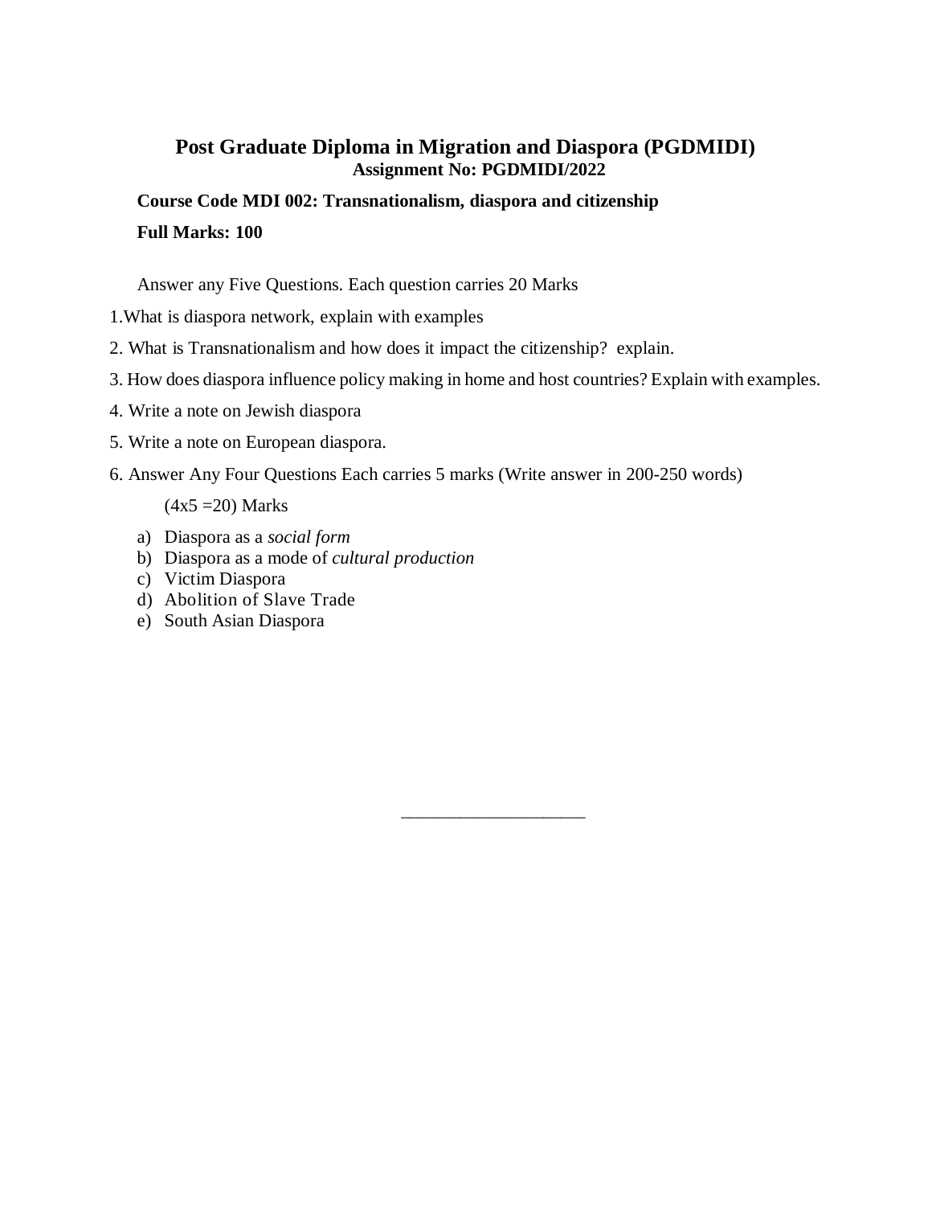# Post Graduate Diploma in Migration and Diaspora (PGDMIDI)

**Assignment No: PGDMIDI/2022**

**Course Code MDI 002: Transnationalism, diaspora and citizenship**

**Full Marks: 100**

Answer any Five Questions. Each question carries 20 Marks

1.What is diaspora network, explain with examples

2. What is Transnationalism and how does it impact the citizenship? explain.

3. How does diaspora influence policy making in home and host countries? Explain with examples.

4. Write a note on Jewish diaspora

5. Write a note on European diaspora.

6. Answer Any Four Questions Each carries 5 marks (Write answer in 200-250 words)

(4x5 =20) Marks

a) Diaspora as a *social form*
b) Diaspora as a mode of *cultural production*
c) Victim Diaspora
d) Abolition of Slave Trade
e) South Asian Diaspora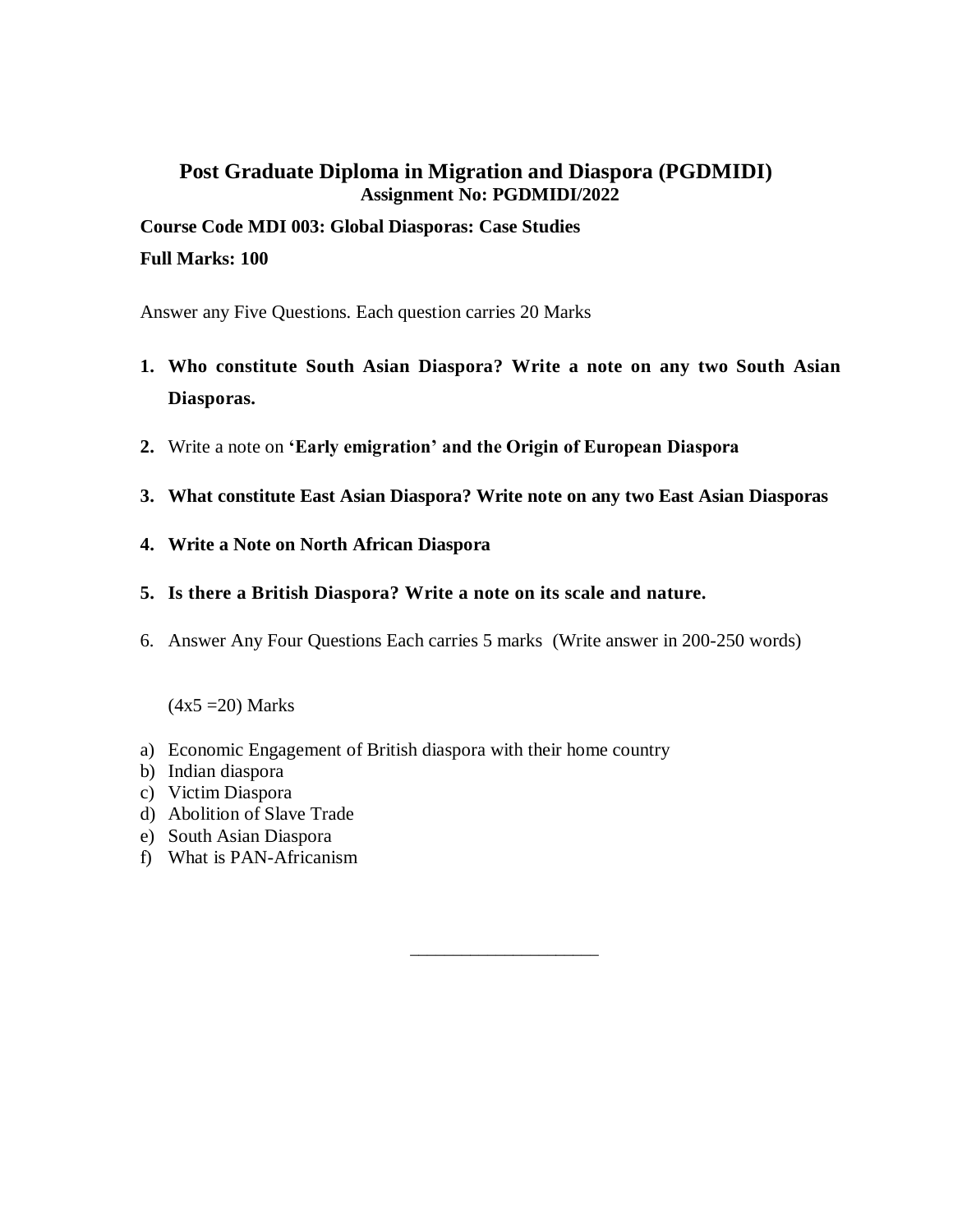## Post Graduate Diploma in Migration and Diaspora (PGDMIDI)

**Assignment No: PGDMIDI/2022**

**Course Code MDI 003: Global Diasporas: Case Studies**

**Full Marks: 100**

Answer any Five Questions. Each question carries 20 Marks

1. **Who constitute South Asian Diaspora? Write a note on any two South Asian Diasporas.**
2. Write a note on **'Early emigration' and the Origin of European Diaspora**
3. **What constitute East Asian Diaspora? Write note on any two East Asian Diasporas**
4. **Write a Note on North African Diaspora**
5. **Is there a British Diaspora? Write a note on its scale and nature.**
6. Answer Any Four Questions Each carries 5 marks (Write answer in 200-250 words)

   (4x5 =20) Marks

a) Economic Engagement of British diaspora with their home country
b) Indian diaspora
c) Victim Diaspora
d) Abolition of Slave Trade
e) South Asian Diaspora
f) What is PAN-Africanism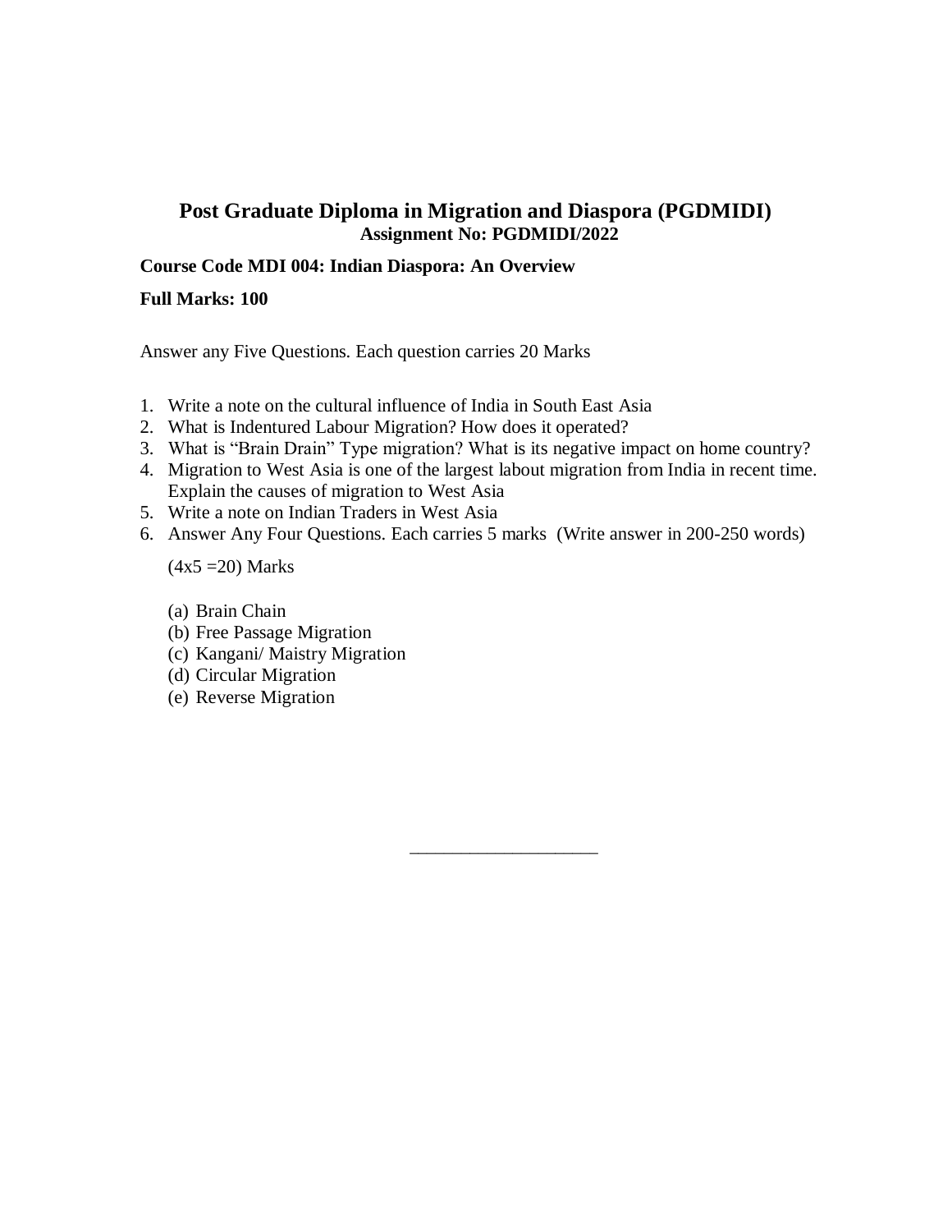# Post Graduate Diploma in Migration and Diaspora (PGDMIDI)

**Assignment No: PGDMIDI/2022**

**Course Code MDI 004: Indian Diaspora: An Overview**

**Full Marks: 100**

Answer any Five Questions. Each question carries 20 Marks

1. Write a note on the cultural influence of India in South East Asia
2. What is Indentured Labour Migration? How does it operated?
3. What is "Brain Drain" Type migration? What is its negative impact on home country?
4. Migration to West Asia is one of the largest labout migration from India in recent time. Explain the causes of migration to West Asia
5. Write a note on Indian Traders in West Asia
6. Answer Any Four Questions. Each carries 5 marks (Write answer in 200-250 words)

   (4x5 =20) Marks

   (a) Brain Chain
   (b) Free Passage Migration
   (c) Kangani/ Maistry Migration
   (d) Circular Migration
   (e) Reverse Migration

____________________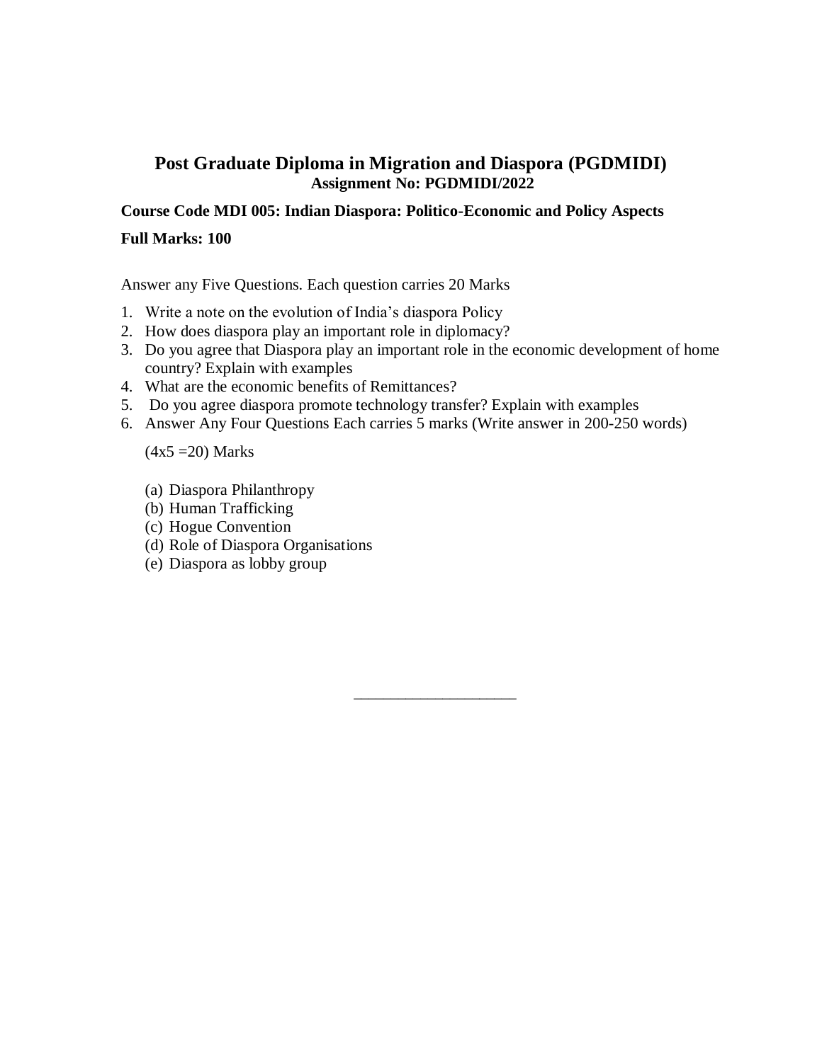# Post Graduate Diploma in Migration and Diaspora (PGDMIDI)

**Assignment No: PGDMIDI/2022**

**Course Code MDI 005: Indian Diaspora: Politico-Economic and Policy Aspects**

**Full Marks: 100**

Answer any Five Questions. Each question carries 20 Marks

1. Write a note on the evolution of India's diaspora Policy
2. How does diaspora play an important role in diplomacy?
3. Do you agree that Diaspora play an important role in the economic development of home country? Explain with examples
4. What are the economic benefits of Remittances?
5. Do you agree diaspora promote technology transfer? Explain with examples
6. Answer Any Four Questions Each carries 5 marks (Write answer in 200-250 words)

   (4x5 =20) Marks

   (a) Diaspora Philanthropy
   (b) Human Trafficking
   (c) Hogue Convention
   (d) Role of Diaspora Organisations
   (e) Diaspora as lobby group

---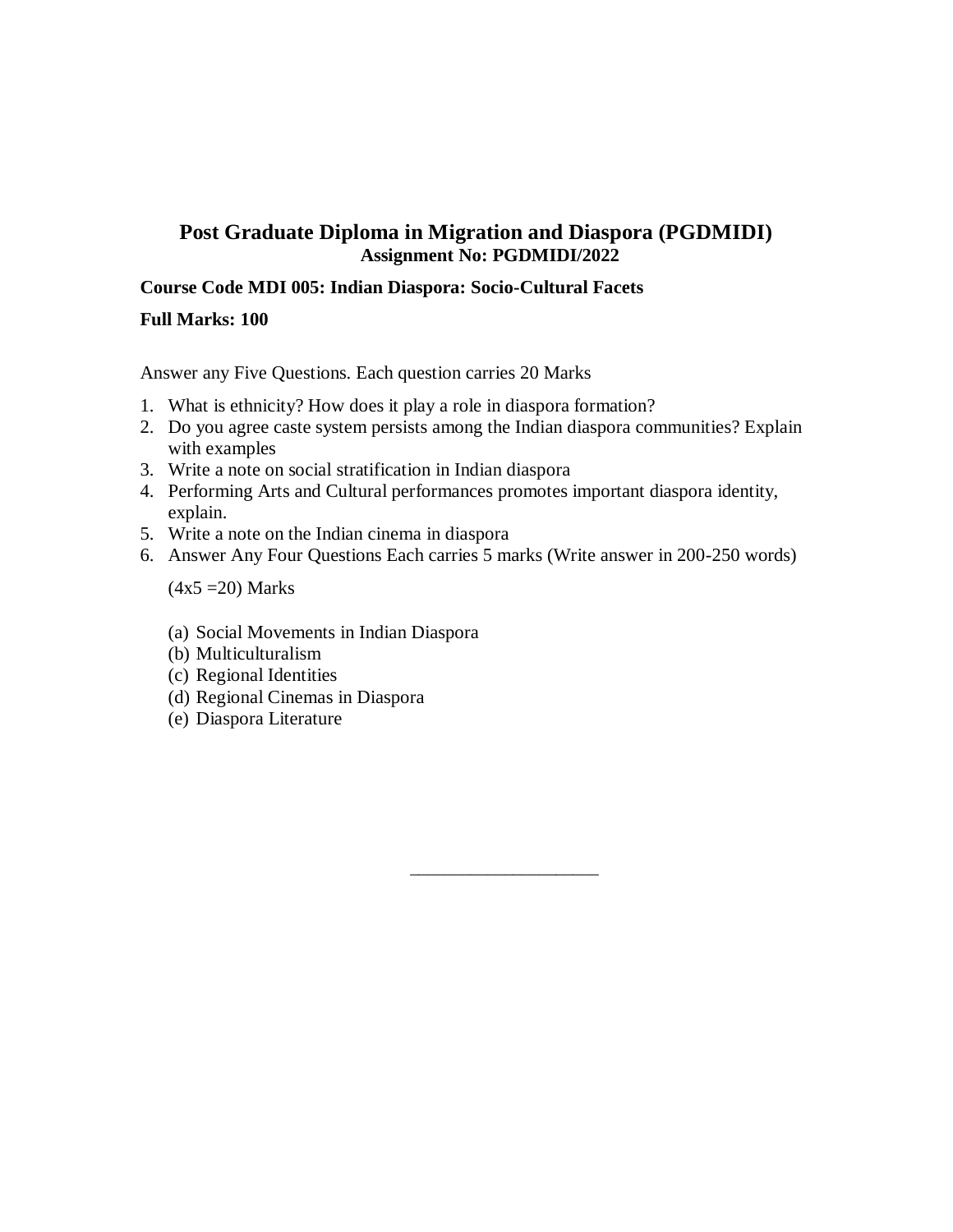# Post Graduate Diploma in Migration and Diaspora (PGDMIDI)

## Assignment No: PGDMIDI/2022

**Course Code MDI 005: Indian Diaspora: Socio-Cultural Facets**

**Full Marks: 100**

Answer any Five Questions. Each question carries 20 Marks

1. What is ethnicity? How does it play a role in diaspora formation?
2. Do you agree caste system persists among the Indian diaspora communities? Explain with examples
3. Write a note on social stratification in Indian diaspora
4. Performing Arts and Cultural performances promotes important diaspora identity, explain.
5. Write a note on the Indian cinema in diaspora
6. Answer Any Four Questions Each carries 5 marks (Write answer in 200-250 words)

   (4x5 =20) Marks

   (a) Social Movements in Indian Diaspora
   (b) Multiculturalism
   (c) Regional Identities
   (d) Regional Cinemas in Diaspora
   (e) Diaspora Literature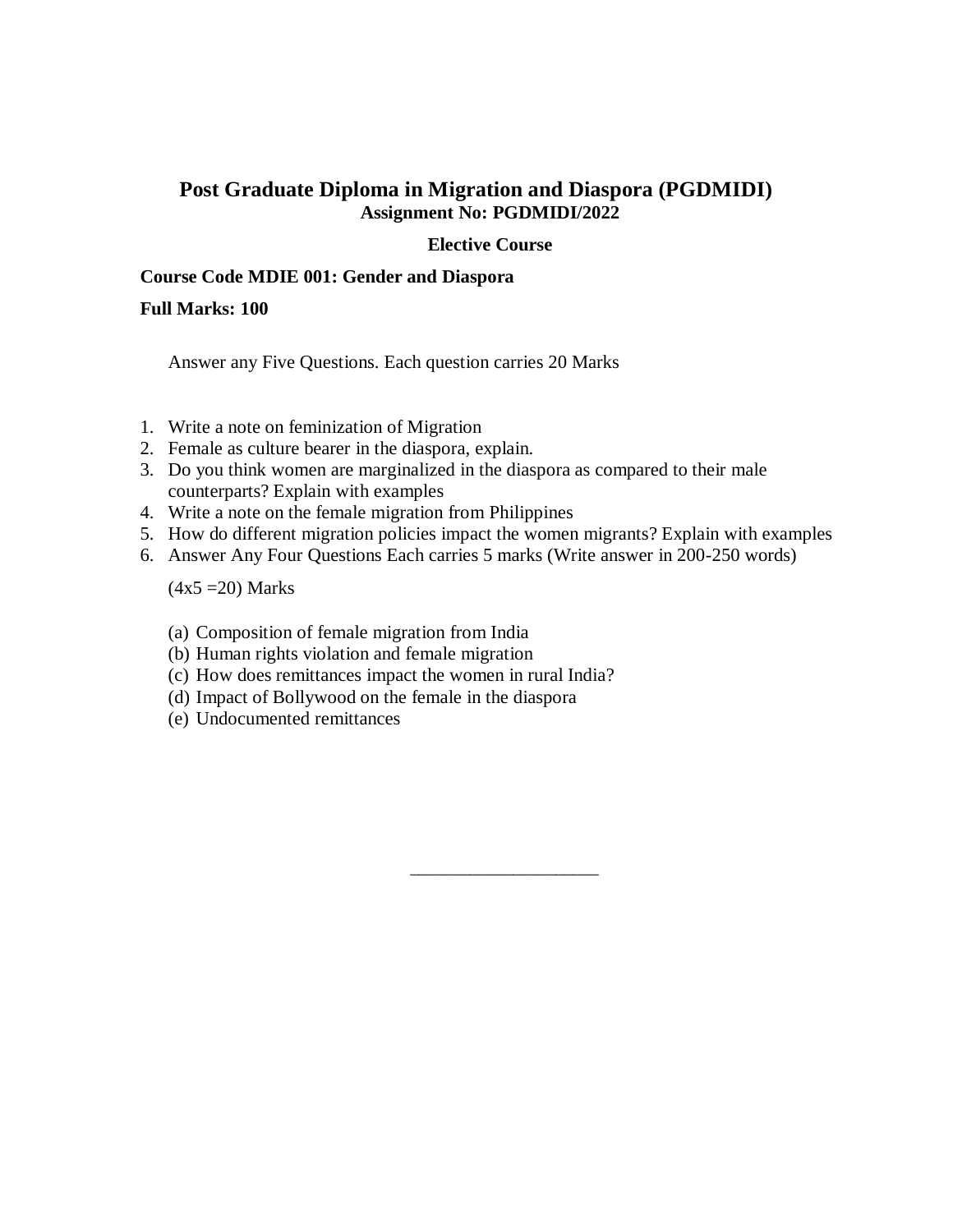# Post Graduate Diploma in Migration and Diaspora (PGDMIDI)

**Assignment No: PGDMIDI/2022**

**Elective Course**

**Course Code MDIE 001: Gender and Diaspora**

**Full Marks: 100**

Answer any Five Questions. Each question carries 20 Marks

1. Write a note on feminization of Migration
2. Female as culture bearer in the diaspora, explain.
3. Do you think women are marginalized in the diaspora as compared to their male counterparts? Explain with examples
4. Write a note on the female migration from Philippines
5. How do different migration policies impact the women migrants? Explain with examples
6. Answer Any Four Questions Each carries 5 marks (Write answer in 200-250 words)

   (4x5 =20) Marks

   (a) Composition of female migration from India
   (b) Human rights violation and female migration
   (c) How does remittances impact the women in rural India?
   (d) Impact of Bollywood on the female in the diaspora
   (e) Undocumented remittances

---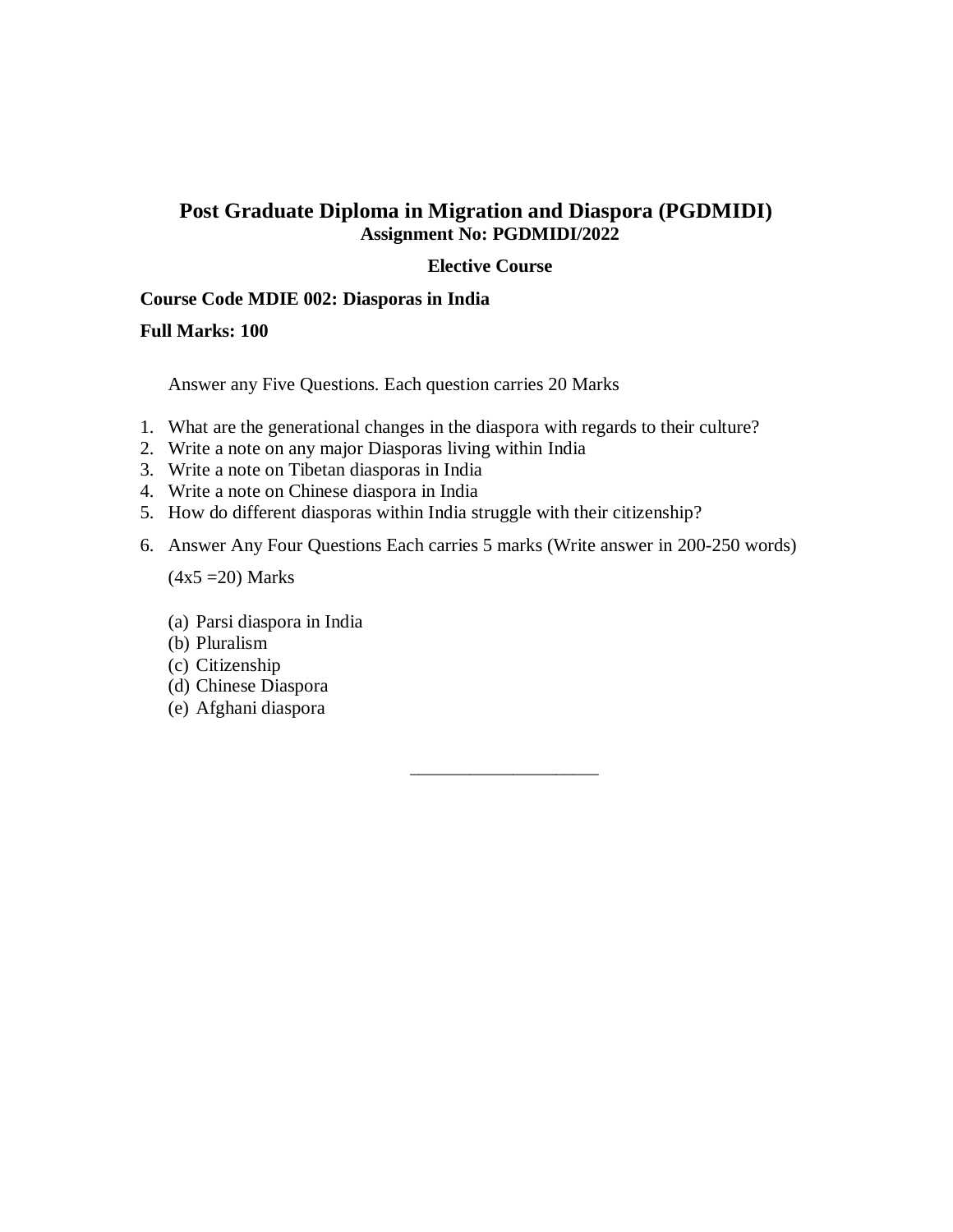# Post Graduate Diploma in Migration and Diaspora (PGDMIDI)

**Assignment No: PGDMIDI/2022**

**Elective Course**

**Course Code MDIE 002: Diasporas in India**

**Full Marks: 100**

Answer any Five Questions. Each question carries 20 Marks

1. What are the generational changes in the diaspora with regards to their culture?
2. Write a note on any major Diasporas living within India
3. Write a note on Tibetan diasporas in India
4. Write a note on Chinese diaspora in India
5. How do different diasporas within India struggle with their citizenship?
6. Answer Any Four Questions Each carries 5 marks (Write answer in 200-250 words)

   (4x5 =20) Marks

   (a) Parsi diaspora in India
   (b) Pluralism
   (c) Citizenship
   (d) Chinese Diaspora
   (e) Afghani diaspora

---